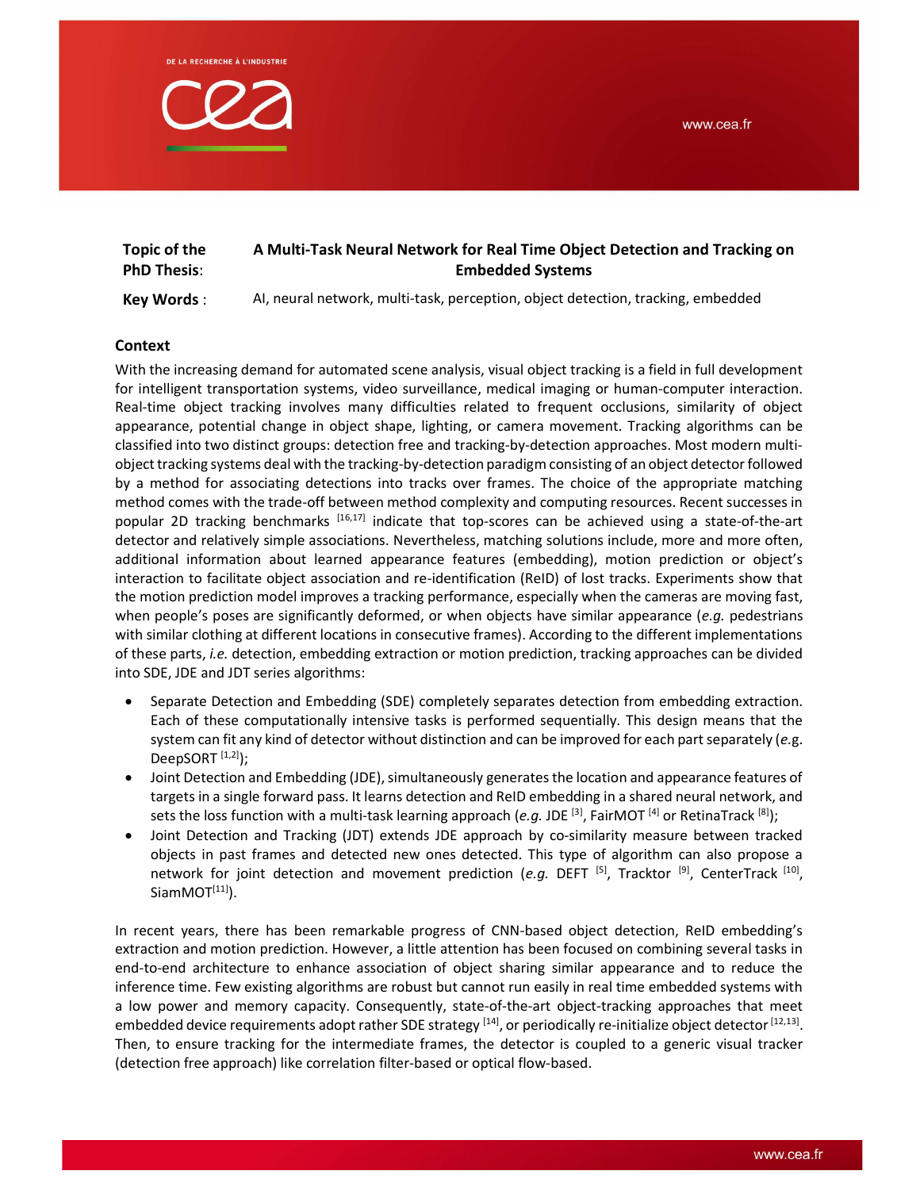**Topic of the PhD Thesis**: **A Multi-Task Neural Network for Real Time Object Detection and Tracking on Embedded Systems**

**Key Words** : AI, neural network, multi-task, perception, object detection, tracking, embedded

## Context

With the increasing demand for automated scene analysis, visual object tracking is a field in full development for intelligent transportation systems, video surveillance, medical imaging or human-computer interaction. Real-time object tracking involves many difficulties related to frequent occlusions, similarity of object appearance, potential change in object shape, lighting, or camera movement. Tracking algorithms can be classified into two distinct groups: detection free and tracking-by-detection approaches. Most modern multi-object tracking systems deal with the tracking-by-detection paradigm consisting of an object detector followed by a method for associating detections into tracks over frames. The choice of the appropriate matching method comes with the trade-off between method complexity and computing resources. Recent successes in popular 2D tracking benchmarks [16,17] indicate that top-scores can be achieved using a state-of-the-art detector and relatively simple associations. Nevertheless, matching solutions include, more and more often, additional information about learned appearance features (embedding), motion prediction or object's interaction to facilitate object association and re-identification (ReID) of lost tracks. Experiments show that the motion prediction model improves a tracking performance, especially when the cameras are moving fast, when people's poses are significantly deformed, or when objects have similar appearance (*e.g.* pedestrians with similar clothing at different locations in consecutive frames). According to the different implementations of these parts, *i.e.* detection, embedding extraction or motion prediction, tracking approaches can be divided into SDE, JDE and JDT series algorithms:

- Separate Detection and Embedding (SDE) completely separates detection from embedding extraction. Each of these computationally intensive tasks is performed sequentially. This design means that the system can fit any kind of detector without distinction and can be improved for each part separately (*e.g.* DeepSORT [1,2]);
- Joint Detection and Embedding (JDE), simultaneously generates the location and appearance features of targets in a single forward pass. It learns detection and ReID embedding in a shared neural network, and sets the loss function with a multi-task learning approach (*e.g.* JDE [3], FairMOT [4] or RetinaTrack [8]);
- Joint Detection and Tracking (JDT) extends JDE approach by co-similarity measure between tracked objects in past frames and detected new ones detected. This type of algorithm can also propose a network for joint detection and movement prediction (*e.g.* DEFT [5], Tracktor [9], CenterTrack [10], SiamMOT[11]).

In recent years, there has been remarkable progress of CNN-based object detection, ReID embedding's extraction and motion prediction. However, a little attention has been focused on combining several tasks in end-to-end architecture to enhance association of object sharing similar appearance and to reduce the inference time. Few existing algorithms are robust but cannot run easily in real time embedded systems with a low power and memory capacity. Consequently, state-of-the-art object-tracking approaches that meet embedded device requirements adopt rather SDE strategy [14], or periodically re-initialize object detector [12,13]. Then, to ensure tracking for the intermediate frames, the detector is coupled to a generic visual tracker (detection free approach) like correlation filter-based or optical flow-based.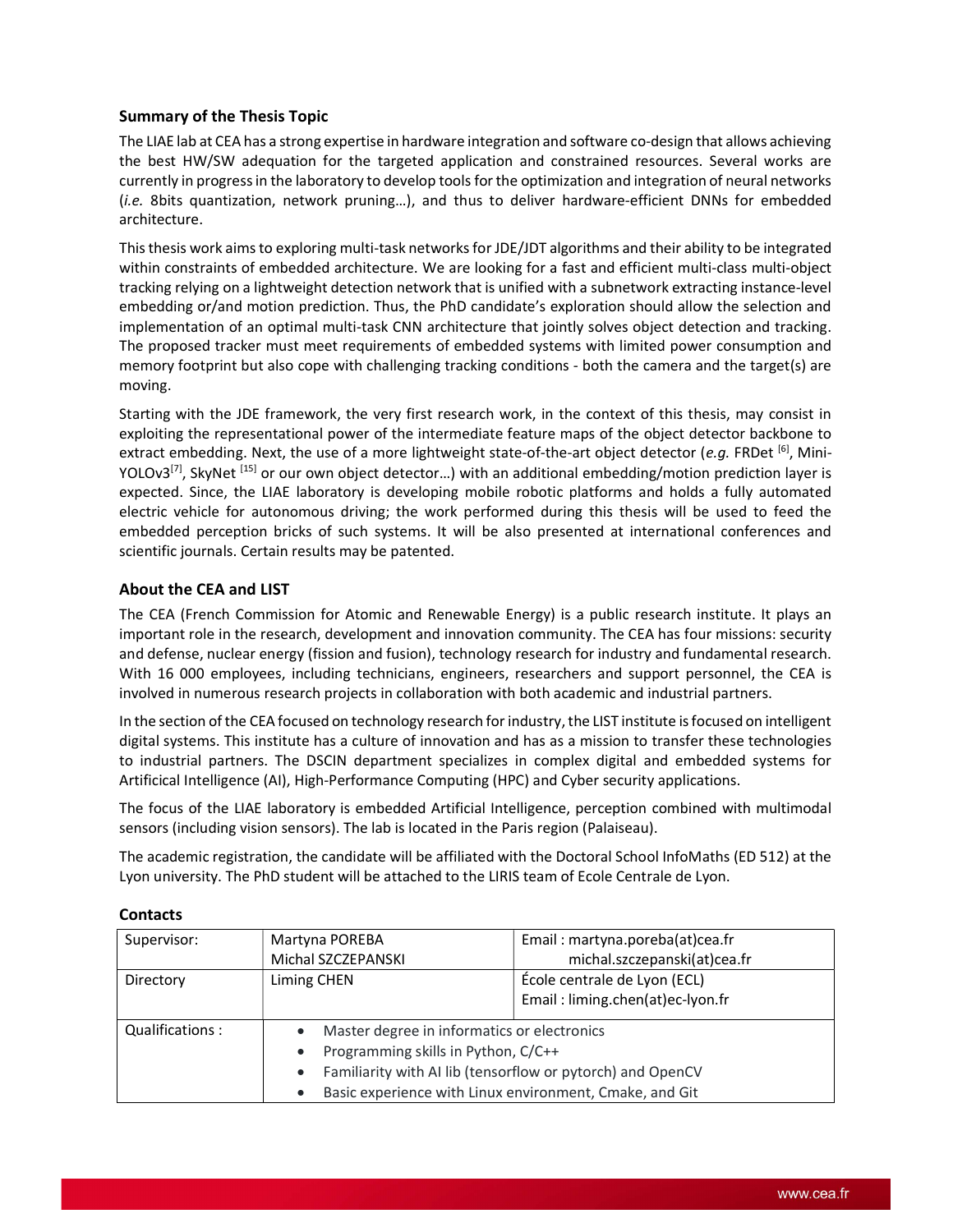### Summary of the Thesis Topic

The LIAE lab at CEA has a strong expertise in hardware integration and software co-design that allows achieving the best HW/SW adequation for the targeted application and constrained resources. Several works are currently in progress in the laboratory to develop tools for the optimization and integration of neural networks (*i.e.* 8bits quantization, network pruning…), and thus to deliver hardware-efficient DNNs for embedded architecture.

This thesis work aims to exploring multi-task networks for JDE/JDT algorithms and their ability to be integrated within constraints of embedded architecture. We are looking for a fast and efficient multi-class multi-object tracking relying on a lightweight detection network that is unified with a subnetwork extracting instance-level embedding or/and motion prediction. Thus, the PhD candidate's exploration should allow the selection and implementation of an optimal multi-task CNN architecture that jointly solves object detection and tracking. The proposed tracker must meet requirements of embedded systems with limited power consumption and memory footprint but also cope with challenging tracking conditions - both the camera and the target(s) are moving.

Starting with the JDE framework, the very first research work, in the context of this thesis, may consist in exploiting the representational power of the intermediate feature maps of the object detector backbone to extract embedding. Next, the use of a more lightweight state-of-the-art object detector (*e.g.* FRDet [6], Mini-YOLOv3[7], SkyNet [15] or our own object detector…) with an additional embedding/motion prediction layer is expected. Since, the LIAE laboratory is developing mobile robotic platforms and holds a fully automated electric vehicle for autonomous driving; the work performed during this thesis will be used to feed the embedded perception bricks of such systems. It will be also presented at international conferences and scientific journals. Certain results may be patented.

### About the CEA and LIST

The CEA (French Commission for Atomic and Renewable Energy) is a public research institute. It plays an important role in the research, development and innovation community. The CEA has four missions: security and defense, nuclear energy (fission and fusion), technology research for industry and fundamental research. With 16 000 employees, including technicians, engineers, researchers and support personnel, the CEA is involved in numerous research projects in collaboration with both academic and industrial partners.

In the section of the CEA focused on technology research for industry, the LIST institute is focused on intelligent digital systems. This institute has a culture of innovation and has as a mission to transfer these technologies to industrial partners. The DSCIN department specializes in complex digital and embedded systems for Artificical Intelligence (AI), High-Performance Computing (HPC) and Cyber security applications.

The focus of the LIAE laboratory is embedded Artificial Intelligence, perception combined with multimodal sensors (including vision sensors). The lab is located in the Paris region (Palaiseau).

The academic registration, the candidate will be affiliated with the Doctoral School InfoMaths (ED 512) at the Lyon university. The PhD student will be attached to the LIRIS team of Ecole Centrale de Lyon.

### Contacts

| Supervisor: | Martyna POREBA<br>Michal SZCZEPANSKI | Email : martyna.poreba(at)cea.fr<br>michal.szczepanski(at)cea.fr |
|---|---|---|
| Directory | Liming CHEN | École centrale de Lyon (ECL)<br>Email : liming.chen(at)ec-lyon.fr |
| Qualifications : | • Master degree in informatics or electronics<br>• Programming skills in Python, C/C++<br>• Familiarity with AI lib (tensorflow or pytorch) and OpenCV<br>• Basic experience with Linux environment, Cmake, and Git | |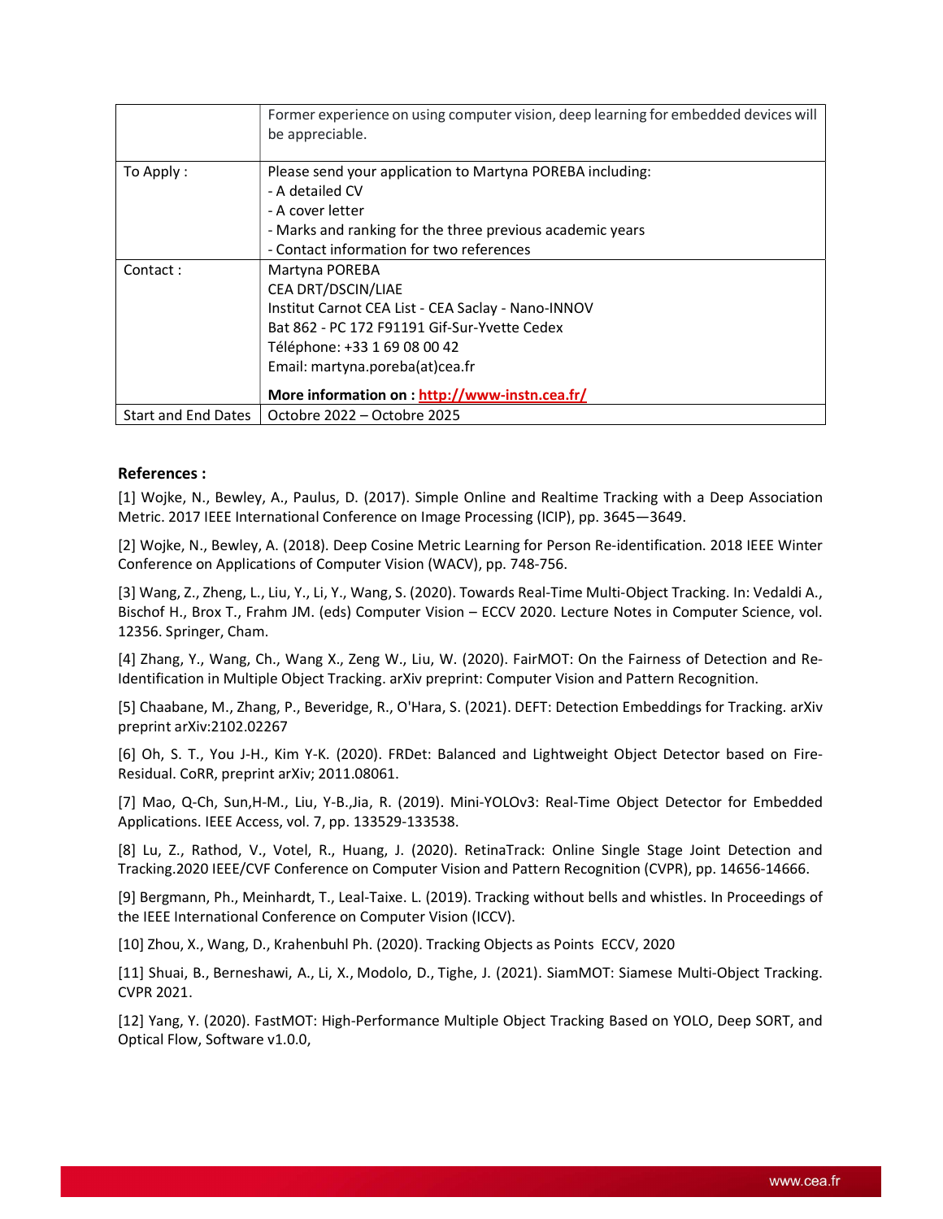| | |
|---|---|
| | Former experience on using computer vision, deep learning for embedded devices will be appreciable. |
| To Apply : | Please send your application to Martyna POREBA including:<br>- A detailed CV<br>- A cover letter<br>- Marks and ranking for the three previous academic years<br>- Contact information for two references |
| Contact : | Martyna POREBA<br>CEA DRT/DSCIN/LIAE<br>Institut Carnot CEA List - CEA Saclay - Nano-INNOV<br>Bat 862 - PC 172 F91191 Gif-Sur-Yvette Cedex<br>Téléphone: +33 1 69 08 00 42<br>Email: martyna.poreba(at)cea.fr<br>**More information on : http://www-instn.cea.fr/** |
| Start and End Dates | Octobre 2022 – Octobre 2025 |

**References :**

[1] Wojke, N., Bewley, A., Paulus, D. (2017). Simple Online and Realtime Tracking with a Deep Association Metric. 2017 IEEE International Conference on Image Processing (ICIP), pp. 3645—3649.

[2] Wojke, N., Bewley, A. (2018). Deep Cosine Metric Learning for Person Re-identification. 2018 IEEE Winter Conference on Applications of Computer Vision (WACV), pp. 748-756.

[3] Wang, Z., Zheng, L., Liu, Y., Li, Y., Wang, S. (2020). Towards Real-Time Multi-Object Tracking. In: Vedaldi A., Bischof H., Brox T., Frahm JM. (eds) Computer Vision – ECCV 2020. Lecture Notes in Computer Science, vol. 12356. Springer, Cham.

[4] Zhang, Y., Wang, Ch., Wang X., Zeng W., Liu, W. (2020). FairMOT: On the Fairness of Detection and Re-Identification in Multiple Object Tracking. arXiv preprint: Computer Vision and Pattern Recognition.

[5] Chaabane, M., Zhang, P., Beveridge, R., O'Hara, S. (2021). DEFT: Detection Embeddings for Tracking. arXiv preprint arXiv:2102.02267

[6] Oh, S. T., You J-H., Kim Y-K. (2020). FRDet: Balanced and Lightweight Object Detector based on Fire-Residual. CoRR, preprint arXiv; 2011.08061.

[7] Mao, Q-Ch, Sun,H-M., Liu, Y-B.,Jia, R. (2019). Mini-YOLOv3: Real-Time Object Detector for Embedded Applications. IEEE Access, vol. 7, pp. 133529-133538.

[8] Lu, Z., Rathod, V., Votel, R., Huang, J. (2020). RetinaTrack: Online Single Stage Joint Detection and Tracking.2020 IEEE/CVF Conference on Computer Vision and Pattern Recognition (CVPR), pp. 14656-14666.

[9] Bergmann, Ph., Meinhardt, T., Leal-Taixe. L. (2019). Tracking without bells and whistles. In Proceedings of the IEEE International Conference on Computer Vision (ICCV).

[10] Zhou, X., Wang, D., Krahenbuhl Ph. (2020). Tracking Objects as Points ECCV, 2020

[11] Shuai, B., Berneshawi, A., Li, X., Modolo, D., Tighe, J. (2021). SiamMOT: Siamese Multi-Object Tracking. CVPR 2021.

[12] Yang, Y. (2020). FastMOT: High-Performance Multiple Object Tracking Based on YOLO, Deep SORT, and Optical Flow, Software v1.0.0,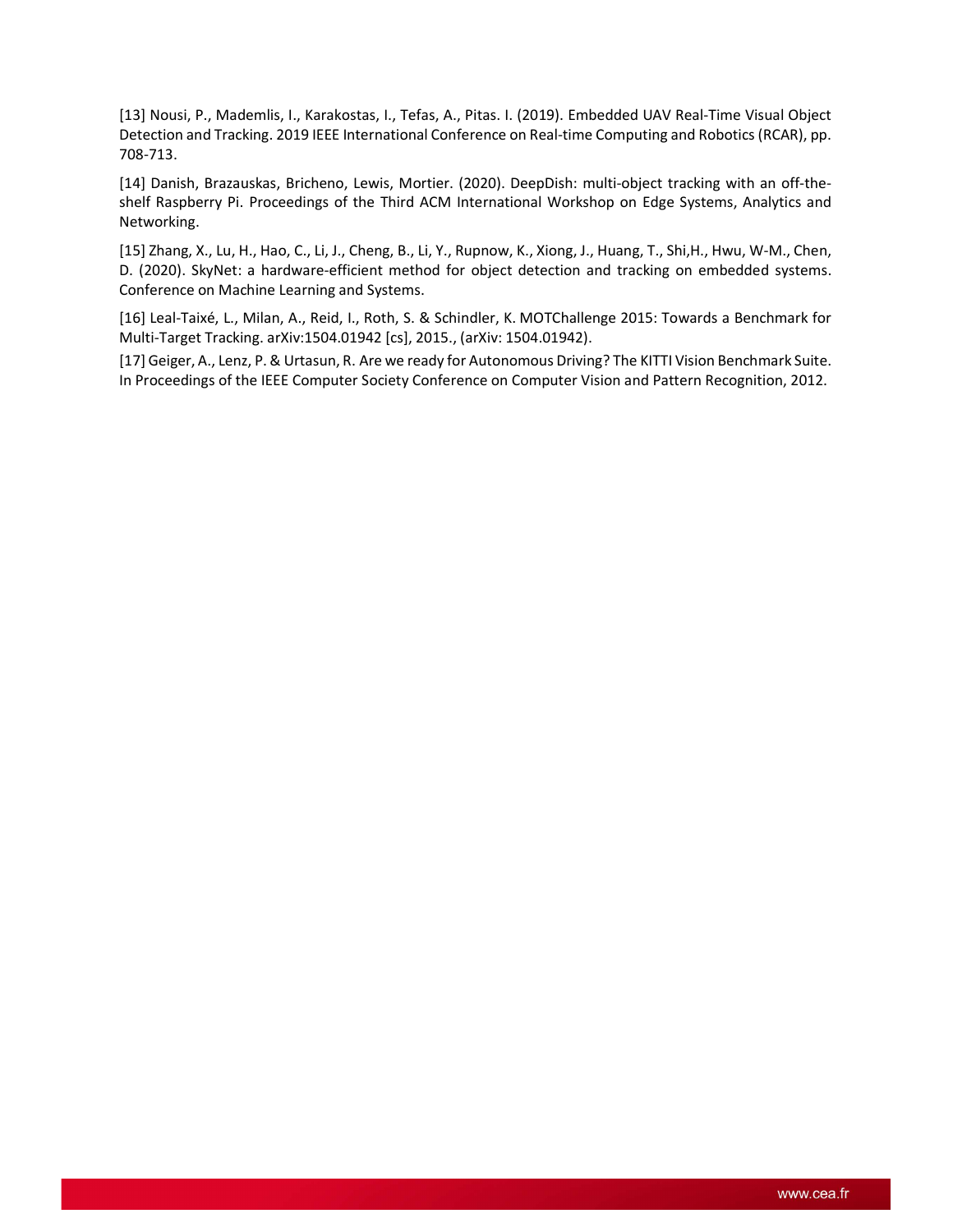[13] Nousi, P., Mademlis, I., Karakostas, I., Tefas, A., Pitas. I. (2019). Embedded UAV Real-Time Visual Object Detection and Tracking. 2019 IEEE International Conference on Real-time Computing and Robotics (RCAR), pp. 708-713.

[14] Danish, Brazauskas, Bricheno, Lewis, Mortier. (2020). DeepDish: multi-object tracking with an off-the-shelf Raspberry Pi. Proceedings of the Third ACM International Workshop on Edge Systems, Analytics and Networking.

[15] Zhang, X., Lu, H., Hao, C., Li, J., Cheng, B., Li, Y., Rupnow, K., Xiong, J., Huang, T., Shi,H., Hwu, W-M., Chen, D. (2020). SkyNet: a hardware-efficient method for object detection and tracking on embedded systems. Conference on Machine Learning and Systems.

[16] Leal-Taixé, L., Milan, A., Reid, I., Roth, S. & Schindler, K. MOTChallenge 2015: Towards a Benchmark for Multi-Target Tracking. arXiv:1504.01942 [cs], 2015., (arXiv: 1504.01942).

[17] Geiger, A., Lenz, P. & Urtasun, R. Are we ready for Autonomous Driving? The KITTI Vision Benchmark Suite. In Proceedings of the IEEE Computer Society Conference on Computer Vision and Pattern Recognition, 2012.